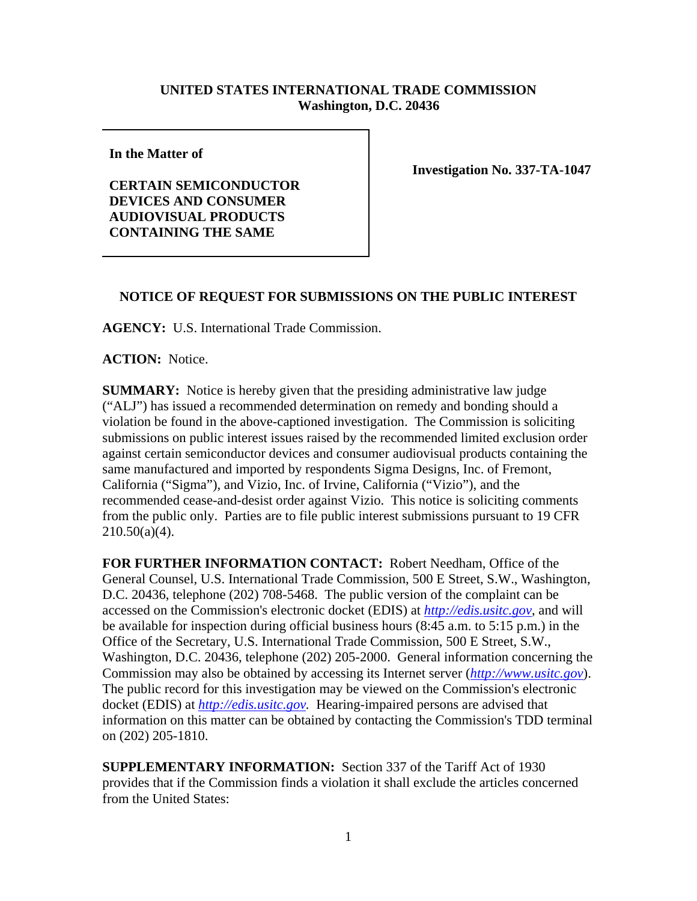**UNITED STATES INTERNATIONAL TRADE COMMISSION**
**Washington, D.C. 20436**

**In the Matter of**

**CERTAIN SEMICONDUCTOR DEVICES AND CONSUMER AUDIOVISUAL PRODUCTS CONTAINING THE SAME**

**Investigation No. 337-TA-1047**

## NOTICE OF REQUEST FOR SUBMISSIONS ON THE PUBLIC INTEREST

**AGENCY:** U.S. International Trade Commission.

**ACTION:** Notice.

**SUMMARY:** Notice is hereby given that the presiding administrative law judge ("ALJ") has issued a recommended determination on remedy and bonding should a violation be found in the above-captioned investigation. The Commission is soliciting submissions on public interest issues raised by the recommended limited exclusion order against certain semiconductor devices and consumer audiovisual products containing the same manufactured and imported by respondents Sigma Designs, Inc. of Fremont, California ("Sigma"), and Vizio, Inc. of Irvine, California ("Vizio"), and the recommended cease-and-desist order against Vizio. This notice is soliciting comments from the public only. Parties are to file public interest submissions pursuant to 19 CFR 210.50(a)(4).

**FOR FURTHER INFORMATION CONTACT:** Robert Needham, Office of the General Counsel, U.S. International Trade Commission, 500 E Street, S.W., Washington, D.C. 20436, telephone (202) 708-5468. The public version of the complaint can be accessed on the Commission's electronic docket (EDIS) at *http://edis.usitc.gov*, and will be available for inspection during official business hours (8:45 a.m. to 5:15 p.m.) in the Office of the Secretary, U.S. International Trade Commission, 500 E Street, S.W., Washington, D.C. 20436, telephone (202) 205-2000. General information concerning the Commission may also be obtained by accessing its Internet server (*http://www.usitc.gov*). The public record for this investigation may be viewed on the Commission's electronic docket (EDIS) at *http://edis.usitc.gov*. Hearing-impaired persons are advised that information on this matter can be obtained by contacting the Commission's TDD terminal on (202) 205-1810.

**SUPPLEMENTARY INFORMATION:** Section 337 of the Tariff Act of 1930 provides that if the Commission finds a violation it shall exclude the articles concerned from the United States: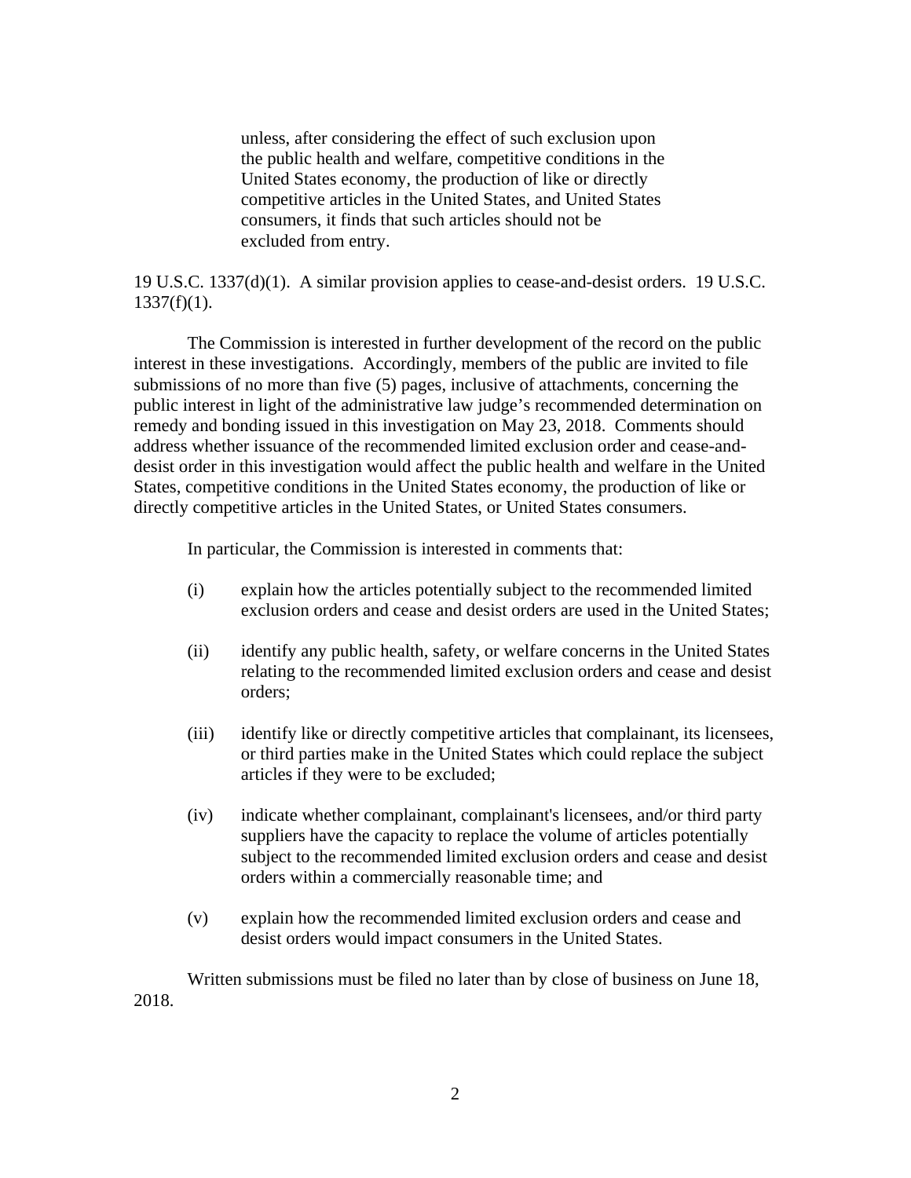> unless, after considering the effect of such exclusion upon the public health and welfare, competitive conditions in the United States economy, the production of like or directly competitive articles in the United States, and United States consumers, it finds that such articles should not be excluded from entry.

19 U.S.C. 1337(d)(1). A similar provision applies to cease-and-desist orders. 19 U.S.C. 1337(f)(1).

The Commission is interested in further development of the record on the public interest in these investigations. Accordingly, members of the public are invited to file submissions of no more than five (5) pages, inclusive of attachments, concerning the public interest in light of the administrative law judge's recommended determination on remedy and bonding issued in this investigation on May 23, 2018. Comments should address whether issuance of the recommended limited exclusion order and cease-and-desist order in this investigation would affect the public health and welfare in the United States, competitive conditions in the United States economy, the production of like or directly competitive articles in the United States, or United States consumers.

In particular, the Commission is interested in comments that:

(i) explain how the articles potentially subject to the recommended limited exclusion orders and cease and desist orders are used in the United States;

(ii) identify any public health, safety, or welfare concerns in the United States relating to the recommended limited exclusion orders and cease and desist orders;

(iii) identify like or directly competitive articles that complainant, its licensees, or third parties make in the United States which could replace the subject articles if they were to be excluded;

(iv) indicate whether complainant, complainant's licensees, and/or third party suppliers have the capacity to replace the volume of articles potentially subject to the recommended limited exclusion orders and cease and desist orders within a commercially reasonable time; and

(v) explain how the recommended limited exclusion orders and cease and desist orders would impact consumers in the United States.

Written submissions must be filed no later than by close of business on June 18, 2018.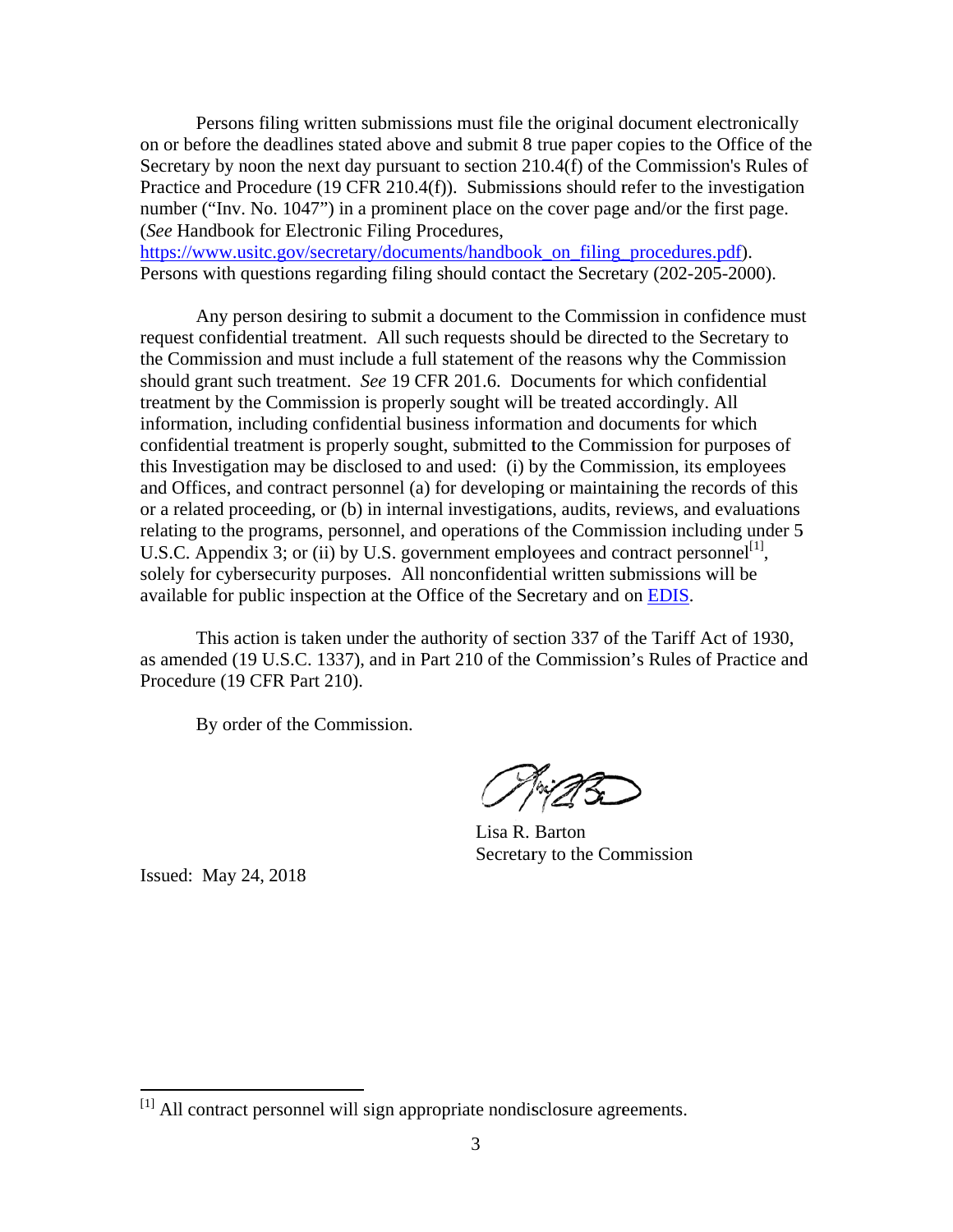Persons filing written submissions must file the original document electronically on or before the deadlines stated above and submit 8 true paper copies to the Office of the Secretary by noon the next day pursuant to section 210.4(f) of the Commission's Rules of Practice and Procedure (19 CFR 210.4(f)). Submissions should refer to the investigation number ("Inv. No. 1047") in a prominent place on the cover page and/or the first page. (*See* Handbook for Electronic Filing Procedures, https://www.usitc.gov/secretary/documents/handbook_on_filing_procedures.pdf). Persons with questions regarding filing should contact the Secretary (202-205-2000).

Any person desiring to submit a document to the Commission in confidence must request confidential treatment. All such requests should be directed to the Secretary to the Commission and must include a full statement of the reasons why the Commission should grant such treatment. *See* 19 CFR 201.6. Documents for which confidential treatment by the Commission is properly sought will be treated accordingly. All information, including confidential business information and documents for which confidential treatment is properly sought, submitted to the Commission for purposes of this Investigation may be disclosed to and used: (i) by the Commission, its employees and Offices, and contract personnel (a) for developing or maintaining the records of this or a related proceeding, or (b) in internal investigations, audits, reviews, and evaluations relating to the programs, personnel, and operations of the Commission including under 5 U.S.C. Appendix 3; or (ii) by U.S. government employees and contract personnel[1], solely for cybersecurity purposes. All nonconfidential written submissions will be available for public inspection at the Office of the Secretary and on EDIS.

This action is taken under the authority of section 337 of the Tariff Act of 1930, as amended (19 U.S.C. 1337), and in Part 210 of the Commission's Rules of Practice and Procedure (19 CFR Part 210).

By order of the Commission.

Lisa R. Barton
Secretary to the Commission

Issued: May 24, 2018

[1] All contract personnel will sign appropriate nondisclosure agreements.